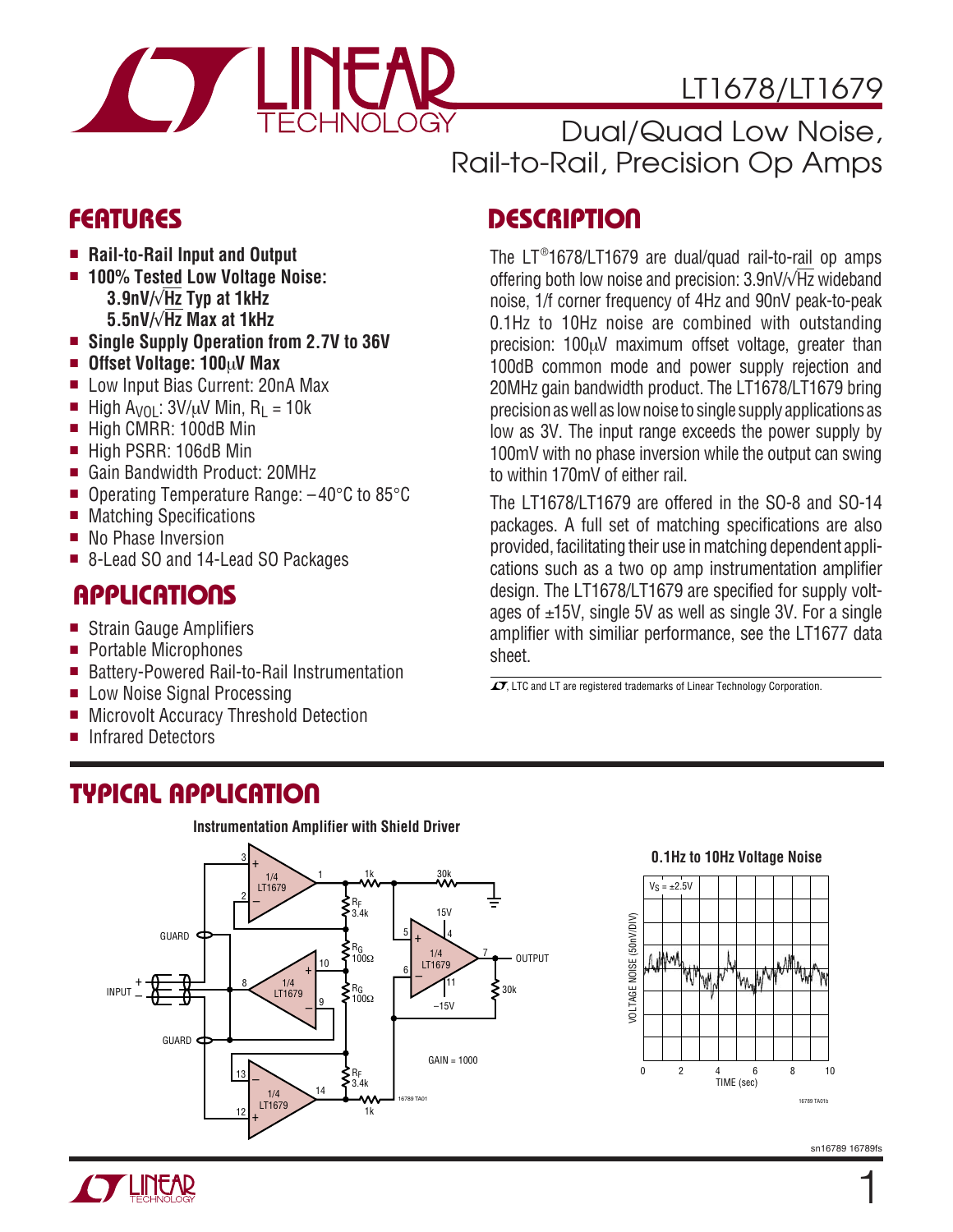# LT1678/LT1679

## Dual/Quad Low Noise, Rail-to-Rail, Precision Op Amps

## FEATURES

- **Rail-to-Rail Input and Output**
- **100% Tested Low Voltage Noise:**
  **3.9nV/√Hz Typ at 1kHz**
  **5.5nV/√Hz Max at 1kHz**
- **Single Supply Operation from 2.7V to 36V**
- **Offset Voltage: 100μV Max**
- Low Input Bias Current: 20nA Max
- High $A_{VOL}$: 3V/μV Min, $R_L$ = 10k
- High CMRR: 100dB Min
- High PSRR: 106dB Min
- Gain Bandwidth Product: 20MHz
- Operating Temperature Range: –40°C to 85°C
- Matching Specifications
- No Phase Inversion
- 8-Lead SO and 14-Lead SO Packages

## APPLICATIONS

- Strain Gauge Amplifiers
- Portable Microphones
- Battery-Powered Rail-to-Rail Instrumentation
- Low Noise Signal Processing
- Microvolt Accuracy Threshold Detection
- Infrared Detectors

## DESCRIPTION

The LT®1678/LT1679 are dual/quad rail-to-rail op amps offering both low noise and precision: 3.9nV/√Hz wideband noise, 1/f corner frequency of 4Hz and 90nV peak-to-peak 0.1Hz to 10Hz noise are combined with outstanding precision: 100μV maximum offset voltage, greater than 100dB common mode and power supply rejection and 20MHz gain bandwidth product. The LT1678/LT1679 bring precision as well as low noise to single supply applications as low as 3V. The input range exceeds the power supply by 100mV with no phase inversion while the output can swing to within 170mV of either rail.

The LT1678/LT1679 are offered in the SO-8 and SO-14 packages. A full set of matching specifications are also provided, facilitating their use in matching dependent applications such as a two op amp instrumentation amplifier design. The LT1678/LT1679 are specified for supply voltages of ±15V, single 5V as well as single 3V. For a single amplifier with similiar performance, see the LT1677 data sheet.

LTC and LT are registered trademarks of Linear Technology Corporation.

## TYPICAL APPLICATION

**Instrumentation Amplifier with Shield Driver**

**0.1Hz to 10Hz Voltage Noise**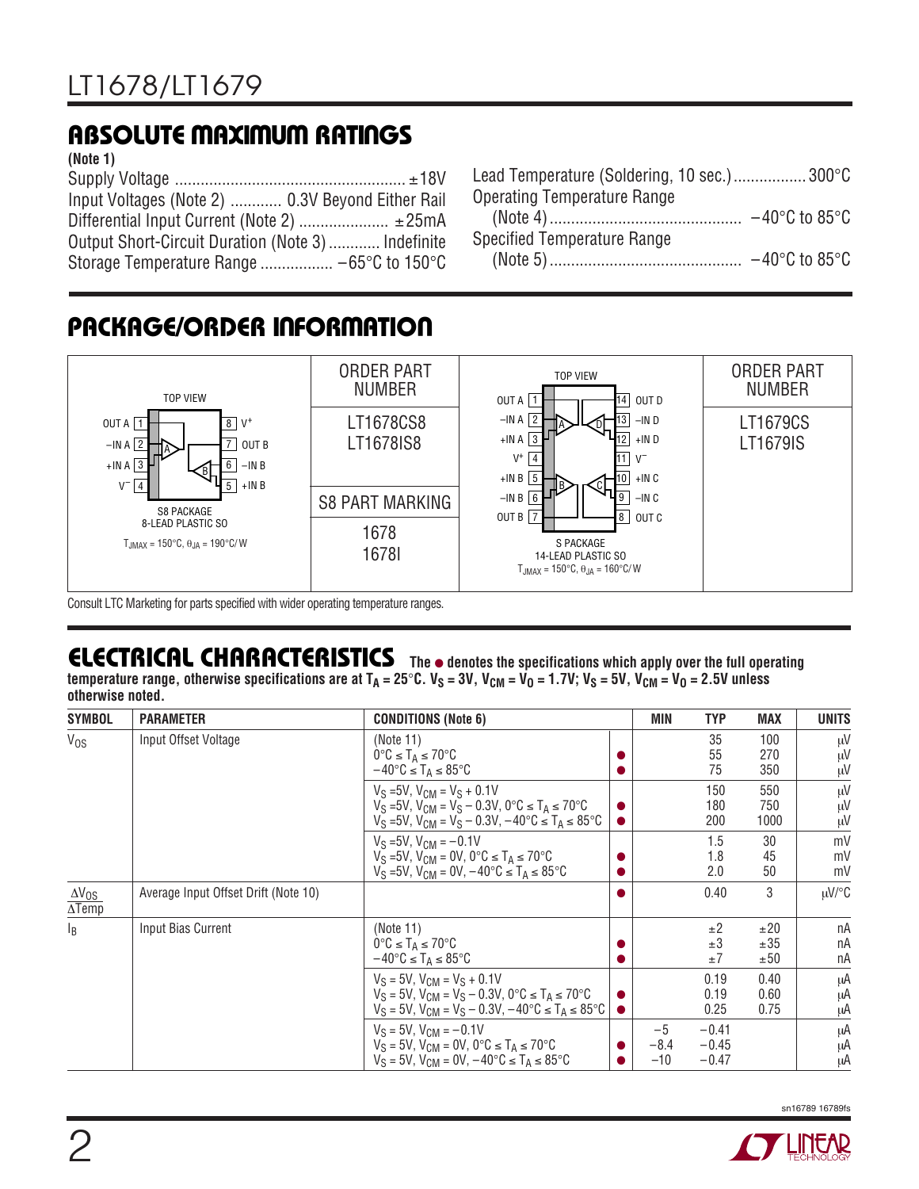## ABSOLUTE MAXIMUM RATINGS

(Note 1)

Supply Voltage ..................................................... ±18V
Input Voltages (Note 2) ............ 0.3V Beyond Either Rail
Differential Input Current (Note 2) ..................... ±25mA
Output Short-Circuit Duration (Note 3) ............ Indefinite
Storage Temperature Range ................. –65°C to 150°C
Lead Temperature (Soldering, 10 sec.) ................. 300°C
Operating Temperature Range
(Note 4) ............................................ –40°C to 85°C
Specified Temperature Range
(Note 5) ............................................ –40°C to 85°C

## PACKAGE/ORDER INFORMATION

| TOP VIEW | ORDER PART NUMBER | TOP VIEW | ORDER PART NUMBER |
|---|---|---|---|
| OUT A 1, –IN A 2, +IN A 3, V⁻ 4, +IN B 5, –IN B 6, OUT B 7, V⁺ 8<br>S8 PACKAGE 8-LEAD PLASTIC SO<br>$T_{JMAX}$ = 150°C, $\theta_{JA}$ = 190°C/W | LT1678CS8<br>LT1678IS8<br><br>S8 PART MARKING<br>1678<br>1678I | OUT A 1, –IN A 2, +IN A 3, V⁺ 4, +IN B 5, –IN B 6, OUT B 7, OUT C 8, –IN C 9, +IN C 10, V⁻ 11, +IN D 12, –IN D 13, OUT D 14<br>S PACKAGE 14-LEAD PLASTIC SO<br>$T_{JMAX}$ = 150°C, $\theta_{JA}$ = 160°C/W | LT1679CS<br>LT1679IS |

Consult LTC Marketing for parts specified with wider operating temperature ranges.

## ELECTRICAL CHARACTERISTICS

The ● denotes the specifications which apply over the full operating temperature range, otherwise specifications are at $T_A$ = 25°C. $V_S$ = 3V, $V_{CM}$ = $V_O$ = 1.7V; $V_S$ = 5V, $V_{CM}$ = $V_O$ = 2.5V unless otherwise noted.

| SYMBOL | PARAMETER | CONDITIONS (Note 6) | | MIN | TYP | MAX | UNITS |
|---|---|---|---|---|---|---|---|
| $V_{OS}$ | Input Offset Voltage | (Note 11) | | | 35 | 100 | µV |
| | | 0°C ≤ $T_A$ ≤ 70°C | ● | | 55 | 270 | µV |
| | | –40°C ≤ $T_A$ ≤ 85°C | ● | | 75 | 350 | µV |
| | | $V_S$ =5V, $V_{CM}$ = $V_S$ + 0.1V | | | 150 | 550 | µV |
| | | $V_S$ =5V, $V_{CM}$ = $V_S$ – 0.3V, 0°C ≤ $T_A$ ≤ 70°C | ● | | 180 | 750 | µV |
| | | $V_S$ =5V, $V_{CM}$ = $V_S$ – 0.3V, –40°C ≤ $T_A$ ≤ 85°C | ● | | 200 | 1000 | µV |
| | | $V_S$ =5V, $V_{CM}$ = –0.1V | | | 1.5 | 30 | mV |
| | | $V_S$ =5V, $V_{CM}$ = 0V, 0°C ≤ $T_A$ ≤ 70°C | ● | | 1.8 | 45 | mV |
| | | $V_S$ =5V, $V_{CM}$ = 0V, –40°C ≤ $T_A$ ≤ 85°C | ● | | 2.0 | 50 | mV |
| $\frac{\Delta V_{OS}}{\Delta Temp}$ | Average Input Offset Drift (Note 10) | | ● | | 0.40 | 3 | µV/°C |
| $I_B$ | Input Bias Current | (Note 11) | | | ±2 | ±20 | nA |
| | | 0°C ≤ $T_A$ ≤ 70°C | ● | | ±3 | ±35 | nA |
| | | –40°C ≤ $T_A$ ≤ 85°C | ● | | ±7 | ±50 | nA |
| | | $V_S$ = 5V, $V_{CM}$ = $V_S$ + 0.1V | | | 0.19 | 0.40 | µA |
| | | $V_S$ = 5V, $V_{CM}$ = $V_S$ – 0.3V, 0°C ≤ $T_A$ ≤ 70°C | ● | | 0.19 | 0.60 | µA |
| | | $V_S$ = 5V, $V_{CM}$ = $V_S$ – 0.3V, –40°C ≤ $T_A$ ≤ 85°C | ● | | 0.25 | 0.75 | µA |
| | | $V_S$ = 5V, $V_{CM}$ = –0.1V | | –5 | –0.41 | | µA |
| | | $V_S$ = 5V, $V_{CM}$ = 0V, 0°C ≤ $T_A$ ≤ 70°C | ● | –8.4 | –0.45 | | µA |
| | | $V_S$ = 5V, $V_{CM}$ = 0V, –40°C ≤ $T_A$ ≤ 85°C | ● | –10 | –0.47 | | µA |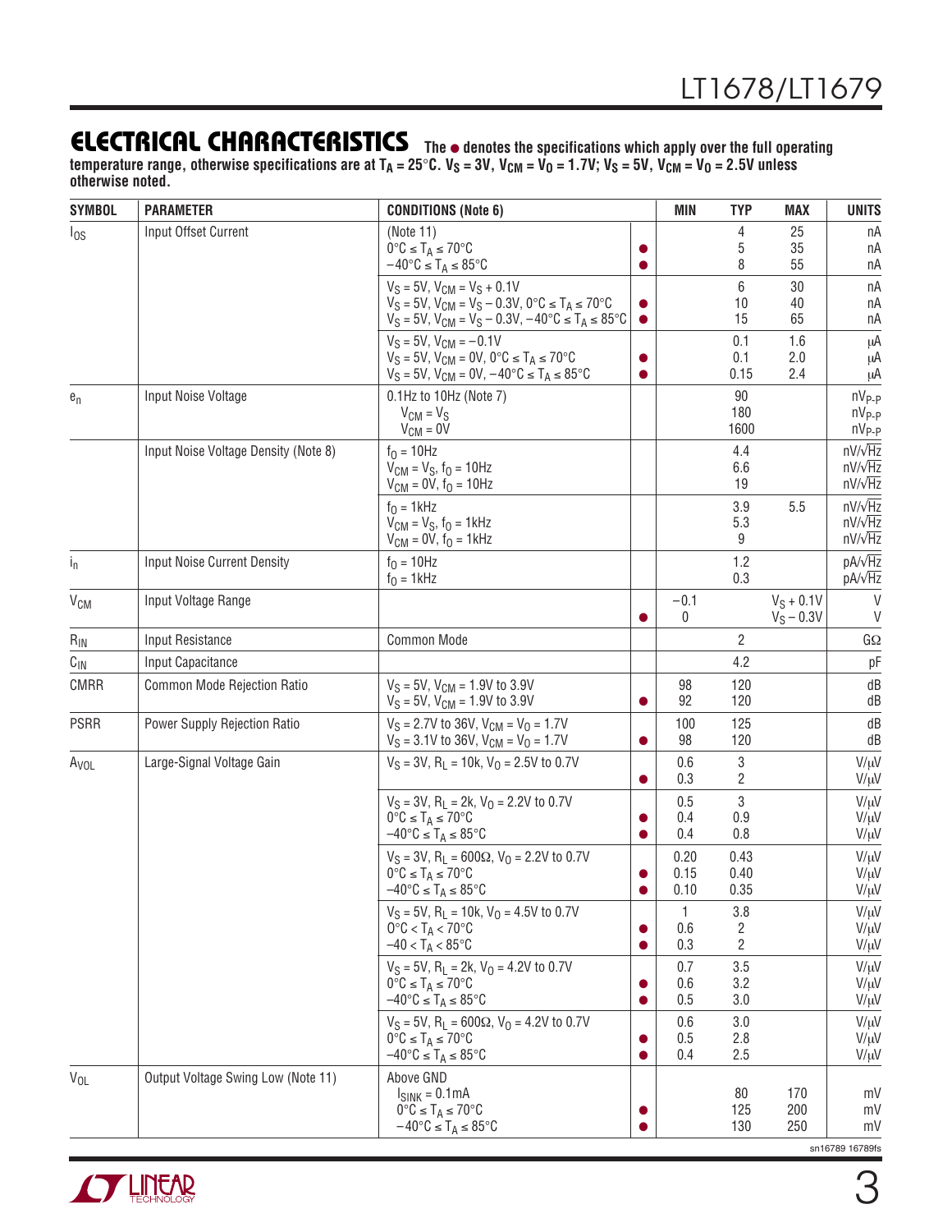## ELECTRICAL CHARACTERISTICS

**The ● denotes the specifications which apply over the full operating temperature range, otherwise specifications are at $T_A = 25°C$. $V_S = 3V$, $V_{CM} = V_O = 1.7V$; $V_S = 5V$, $V_{CM} = V_O = 2.5V$ unless otherwise noted.**

| SYMBOL | PARAMETER | CONDITIONS (Note 6) | | MIN | TYP | MAX | UNITS |
|---|---|---|---|---|---|---|---|
| $I_{OS}$ | Input Offset Current | (Note 11) | | | 4 | 25 | nA |
| | | $0°C \le T_A \le 70°C$ | ● | | 5 | 35 | nA |
| | | $-40°C \le T_A \le 85°C$ | ● | | 8 | 55 | nA |
| | | $V_S = 5V$, $V_{CM} = V_S + 0.1V$ | | | 6 | 30 | nA |
| | | $V_S = 5V$, $V_{CM} = V_S - 0.3V$, $0°C \le T_A \le 70°C$ | ● | | 10 | 40 | nA |
| | | $V_S = 5V$, $V_{CM} = V_S - 0.3V$, $-40°C \le T_A \le 85°C$ | ● | | 15 | 65 | nA |
| | | $V_S = 5V$, $V_{CM} = -0.1V$ | | | 0.1 | 1.6 | μA |
| | | $V_S = 5V$, $V_{CM} = 0V$, $0°C \le T_A \le 70°C$ | ● | | 0.1 | 2.0 | μA |
| | | $V_S = 5V$, $V_{CM} = 0V$, $-40°C \le T_A \le 85°C$ | ● | | 0.15 | 2.4 | μA |
| $e_n$ | Input Noise Voltage | 0.1Hz to 10Hz (Note 7) | | | 90 | | $nV_{P-P}$ |
| | | $V_{CM} = V_S$ | | | 180 | | $nV_{P-P}$ |
| | | $V_{CM} = 0V$ | | | 1600 | | $nV_{P-P}$ |
| | Input Noise Voltage Density (Note 8) | $f_O = 10Hz$ | | | 4.4 | | $nV/\sqrt{Hz}$ |
| | | $V_{CM} = V_S$, $f_O = 10Hz$ | | | 6.6 | | $nV/\sqrt{Hz}$ |
| | | $V_{CM} = 0V$, $f_O = 10Hz$ | | | 19 | | $nV/\sqrt{Hz}$ |
| | | $f_O = 1kHz$ | | | 3.9 | 5.5 | $nV/\sqrt{Hz}$ |
| | | $V_{CM} = V_S$, $f_O = 1kHz$ | | | 5.3 | | $nV/\sqrt{Hz}$ |
| | | $V_{CM} = 0V$, $f_O = 1kHz$ | | | 9 | | $nV/\sqrt{Hz}$ |
| $i_n$ | Input Noise Current Density | $f_O = 10Hz$ | | | 1.2 | | $pA/\sqrt{Hz}$ |
| | | $f_O = 1kHz$ | | | 0.3 | | $pA/\sqrt{Hz}$ |
| $V_{CM}$ | Input Voltage Range | | | −0.1 | | $V_S + 0.1V$ | V |
| | | | ● | 0 | | $V_S - 0.3V$ | V |
| $R_{IN}$ | Input Resistance | Common Mode | | | 2 | | GΩ |
| $C_{IN}$ | Input Capacitance | | | | 4.2 | | pF |
| CMRR | Common Mode Rejection Ratio | $V_S = 5V$, $V_{CM} = 1.9V$ to $3.9V$ | | 98 | 120 | | dB |
| | | $V_S = 5V$, $V_{CM} = 1.9V$ to $3.9V$ | ● | 92 | 120 | | dB |
| PSRR | Power Supply Rejection Ratio | $V_S = 2.7V$ to $36V$, $V_{CM} = V_O = 1.7V$ | | 100 | 125 | | dB |
| | | $V_S = 3.1V$ to $36V$, $V_{CM} = V_O = 1.7V$ | ● | 98 | 120 | | dB |
| $A_{VOL}$ | Large-Signal Voltage Gain | $V_S = 3V$, $R_L = 10k$, $V_O = 2.5V$ to $0.7V$ | | 0.6 | 3 | | V/μV |
| | | | ● | 0.3 | 2 | | V/μV |
| | | $V_S = 3V$, $R_L = 2k$, $V_O = 2.2V$ to $0.7V$ | | 0.5 | 3 | | V/μV |
| | | $0°C \le T_A \le 70°C$ | ● | 0.4 | 0.9 | | V/μV |
| | | $-40°C \le T_A \le 85°C$ | ● | 0.4 | 0.8 | | V/μV |
| | | $V_S = 3V$, $R_L = 600\Omega$, $V_O = 2.2V$ to $0.7V$ | | 0.20 | 0.43 | | V/μV |
| | | $0°C \le T_A \le 70°C$ | ● | 0.15 | 0.40 | | V/μV |
| | | $-40°C \le T_A \le 85°C$ | ● | 0.10 | 0.35 | | V/μV |
| | | $V_S = 5V$, $R_L = 10k$, $V_O = 4.5V$ to $0.7V$ | | 1 | 3.8 | | V/μV |
| | | $0°C < T_A < 70°C$ | ● | 0.6 | 2 | | V/μV |
| | | $-40 < T_A < 85°C$ | ● | 0.3 | 2 | | V/μV |
| | | $V_S = 5V$, $R_L = 2k$, $V_O = 4.2V$ to $0.7V$ | | 0.7 | 3.5 | | V/μV |
| | | $0°C \le T_A \le 70°C$ | ● | 0.6 | 3.2 | | V/μV |
| | | $-40°C \le T_A \le 85°C$ | ● | 0.5 | 3.0 | | V/μV |
| | | $V_S = 5V$, $R_L = 600\Omega$, $V_O = 4.2V$ to $0.7V$ | | 0.6 | 3.0 | | V/μV |
| | | $0°C \le T_A \le 70°C$ | ● | 0.5 | 2.8 | | V/μV |
| | | $-40°C \le T_A \le 85°C$ | ● | 0.4 | 2.5 | | V/μV |
| $V_{OL}$ | Output Voltage Swing Low (Note 11) | Above GND | | | | | |
| | | $I_{SINK} = 0.1mA$ | | | 80 | 170 | mV |
| | | $0°C \le T_A \le 70°C$ | ● | | 125 | 200 | mV |
| | | $-40°C \le T_A \le 85°C$ | ● | | 130 | 250 | mV |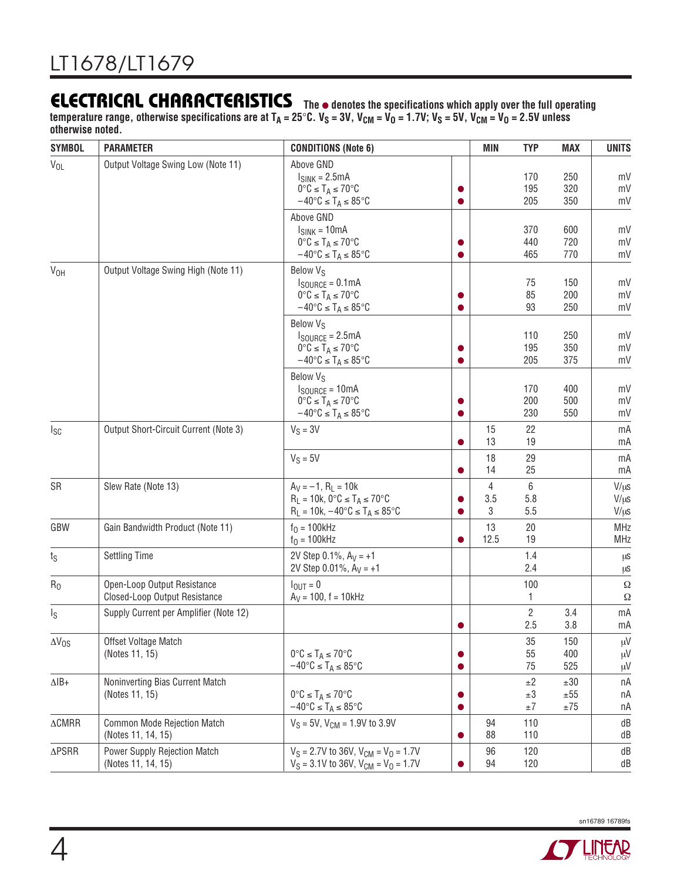## ELECTRICAL CHARACTERISTICS

**The ● denotes the specifications which apply over the full operating temperature range, otherwise specifications are at $T_A$ = 25°C. $V_S$ = 3V, $V_{CM}$ = $V_O$ = 1.7V; $V_S$ = 5V, $V_{CM}$ = $V_O$ = 2.5V unless otherwise noted.**

| SYMBOL | PARAMETER | CONDITIONS (Note 6) | | MIN | TYP | MAX | UNITS |
|---|---|---|---|---|---|---|---|
| $V_{OL}$ | Output Voltage Swing Low (Note 11) | Above GND | | | | | |
| | | $I_{SINK}$ = 2.5mA | | | 170 | 250 | mV |
| | | 0°C ≤ $T_A$ ≤ 70°C | ● | | 195 | 320 | mV |
| | | –40°C ≤ $T_A$ ≤ 85°C | ● | | 205 | 350 | mV |
| | | Above GND | | | | | |
| | | $I_{SINK}$ = 10mA | | | 370 | 600 | mV |
| | | 0°C ≤ $T_A$ ≤ 70°C | ● | | 440 | 720 | mV |
| | | –40°C ≤ $T_A$ ≤ 85°C | ● | | 465 | 770 | mV |
| $V_{OH}$ | Output Voltage Swing High (Note 11) | Below $V_S$ | | | | | |
| | | $I_{SOURCE}$ = 0.1mA | | | 75 | 150 | mV |
| | | 0°C ≤ $T_A$ ≤ 70°C | ● | | 85 | 200 | mV |
| | | –40°C ≤ $T_A$ ≤ 85°C | ● | | 93 | 250 | mV |
| | | Below $V_S$ | | | | | |
| | | $I_{SOURCE}$ = 2.5mA | | | 110 | 250 | mV |
| | | 0°C ≤ $T_A$ ≤ 70°C | ● | | 195 | 350 | mV |
| | | –40°C ≤ $T_A$ ≤ 85°C | ● | | 205 | 375 | mV |
| | | Below $V_S$ | | | | | |
| | | $I_{SOURCE}$ = 10mA | | | 170 | 400 | mV |
| | | 0°C ≤ $T_A$ ≤ 70°C | ● | | 200 | 500 | mV |
| | | –40°C ≤ $T_A$ ≤ 85°C | ● | | 230 | 550 | mV |
| $I_{SC}$ | Output Short-Circuit Current (Note 3) | $V_S$ = 3V | | 15 | 22 | | mA |
| | | | ● | 13 | 19 | | mA |
| | | $V_S$ = 5V | | 18 | 29 | | mA |
| | | | ● | 14 | 25 | | mA |
| SR | Slew Rate (Note 13) | $A_V$ = –1, $R_L$ = 10k | | 4 | 6 | | V/μs |
| | | $R_L$ = 10k, 0°C ≤ $T_A$ ≤ 70°C | ● | 3.5 | 5.8 | | V/μs |
| | | $R_L$ = 10k, –40°C ≤ $T_A$ ≤ 85°C | ● | 3 | 5.5 | | V/μs |
| GBW | Gain Bandwidth Product (Note 11) | $f_O$ = 100kHz | | 13 | 20 | | MHz |
| | | $f_O$ = 100kHz | ● | 12.5 | 19 | | MHz |
| $t_S$ | Settling Time | 2V Step 0.1%, $A_V$ = +1 | | | 1.4 | | μs |
| | | 2V Step 0.01%, $A_V$ = +1 | | | 2.4 | | μs |
| $R_O$ | Open-Loop Output Resistance | $I_{OUT}$ = 0 | | | 100 | | Ω |
| | Closed-Loop Output Resistance | $A_V$ = 100, f = 10kHz | | | 1 | | Ω |
| $I_S$ | Supply Current per Amplifier (Note 12) | | | | 2 | 3.4 | mA |
| | | | ● | | 2.5 | 3.8 | mA |
| $\Delta V_{OS}$ | Offset Voltage Match (Notes 11, 15) | | | | 35 | 150 | μV |
| | | 0°C ≤ $T_A$ ≤ 70°C | ● | | 55 | 400 | μV |
| | | –40°C ≤ $T_A$ ≤ 85°C | ● | | 75 | 525 | μV |
| ΔIB+ | Noninverting Bias Current Match (Notes 11, 15) | | | | ±2 | ±30 | nA |
| | | 0°C ≤ $T_A$ ≤ 70°C | ● | | ±3 | ±55 | nA |
| | | –40°C ≤ $T_A$ ≤ 85°C | ● | | ±7 | ±75 | nA |
| ΔCMRR | Common Mode Rejection Match (Notes 11, 14, 15) | $V_S$ = 5V, $V_{CM}$ = 1.9V to 3.9V | | 94 | 110 | | dB |
| | | | ● | 88 | 110 | | dB |
| ΔPSRR | Power Supply Rejection Match (Notes 11, 14, 15) | $V_S$ = 2.7V to 36V, $V_{CM}$ = $V_O$ = 1.7V | | 96 | 120 | | dB |
| | | $V_S$ = 3.1V to 36V, $V_{CM}$ = $V_O$ = 1.7V | ● | 94 | 120 | | dB |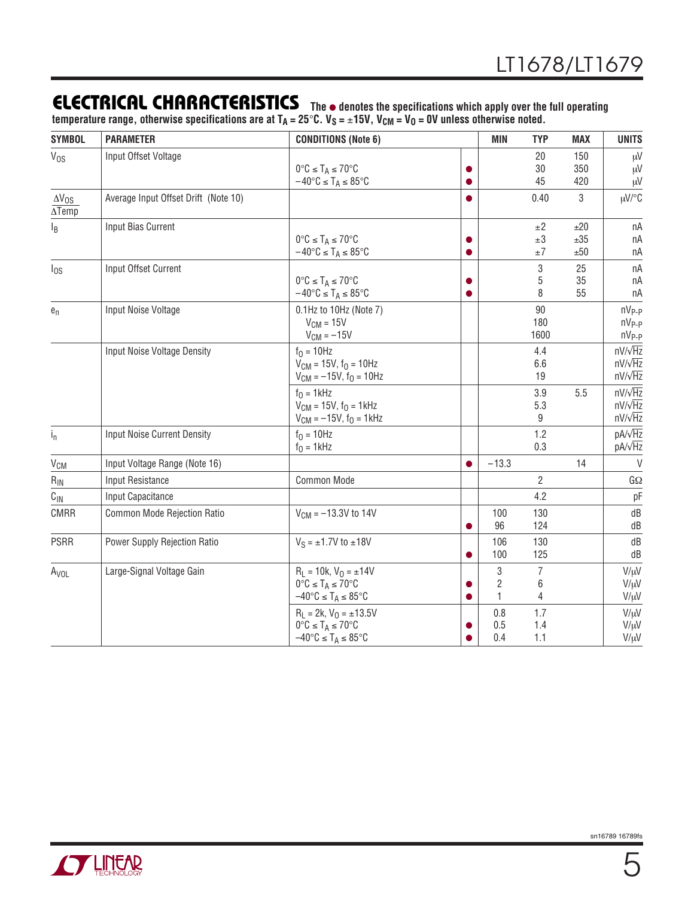## ELECTRICAL CHARACTERISTICS

**The ● denotes the specifications which apply over the full operating temperature range, otherwise specifications are at $T_A = 25°C$. $V_S = ±15V$, $V_{CM} = V_O = 0V$ unless otherwise noted.**

| SYMBOL | PARAMETER | CONDITIONS (Note 6) | | MIN | TYP | MAX | UNITS |
|---|---|---|---|---|---|---|---|
| $V_{OS}$ | Input Offset Voltage | | | | 20 | 150 | μV |
| | | $0°C ≤ T_A ≤ 70°C$ | ● | | 30 | 350 | μV |
| | | $-40°C ≤ T_A ≤ 85°C$ | ● | | 45 | 420 | μV |
| $\frac{\Delta V_{OS}}{\Delta Temp}$ | Average Input Offset Drift (Note 10) | | ● | | 0.40 | 3 | μV/°C |
| $I_B$ | Input Bias Current | | | | ±2 | ±20 | nA |
| | | $0°C ≤ T_A ≤ 70°C$ | ● | | ±3 | ±35 | nA |
| | | $-40°C ≤ T_A ≤ 85°C$ | ● | | ±7 | ±50 | nA |
| $I_{OS}$ | Input Offset Current | | | | 3 | 25 | nA |
| | | $0°C ≤ T_A ≤ 70°C$ | ● | | 5 | 35 | nA |
| | | $-40°C ≤ T_A ≤ 85°C$ | ● | | 8 | 55 | nA |
| $e_n$ | Input Noise Voltage | 0.1Hz to 10Hz (Note 7) | | | 90 | | $nV_{P-P}$ |
| | | $V_{CM} = 15V$ | | | 180 | | $nV_{P-P}$ |
| | | $V_{CM} = -15V$ | | | 1600 | | $nV_{P-P}$ |
| | Input Noise Voltage Density | $f_O = 10Hz$ | | | 4.4 | | $nV/\sqrt{Hz}$ |
| | | $V_{CM} = 15V$, $f_O = 10Hz$ | | | 6.6 | | $nV/\sqrt{Hz}$ |
| | | $V_{CM} = -15V$, $f_O = 10Hz$ | | | 19 | | $nV/\sqrt{Hz}$ |
| | | $f_O = 1kHz$ | | | 3.9 | 5.5 | $nV/\sqrt{Hz}$ |
| | | $V_{CM} = 15V$, $f_O = 1kHz$ | | | 5.3 | | $nV/\sqrt{Hz}$ |
| | | $V_{CM} = -15V$, $f_O = 1kHz$ | | | 9 | | $nV/\sqrt{Hz}$ |
| $i_n$ | Input Noise Current Density | $f_O = 10Hz$ | | | 1.2 | | $pA/\sqrt{Hz}$ |
| | | $f_O = 1kHz$ | | | 0.3 | | $pA/\sqrt{Hz}$ |
| $V_{CM}$ | Input Voltage Range (Note 16) | | ● | −13.3 | | 14 | V |
| $R_{IN}$ | Input Resistance | Common Mode | | | 2 | | GΩ |
| $C_{IN}$ | Input Capacitance | | | | 4.2 | | pF |
| CMRR | Common Mode Rejection Ratio | $V_{CM} = -13.3V$ to $14V$ | | 100 | 130 | | dB |
| | | | ● | 96 | 124 | | dB |
| PSRR | Power Supply Rejection Ratio | $V_S = ±1.7V$ to $±18V$ | | 106 | 130 | | dB |
| | | | ● | 100 | 125 | | dB |
| $A_{VOL}$ | Large-Signal Voltage Gain | $R_L = 10k$, $V_O = ±14V$ | | 3 | 7 | | V/μV |
| | | $0°C ≤ T_A ≤ 70°C$ | ● | 2 | 6 | | V/μV |
| | | $-40°C ≤ T_A ≤ 85°C$ | ● | 1 | 4 | | V/μV |
| | | $R_L = 2k$, $V_O = ±13.5V$ | | 0.8 | 1.7 | | V/μV |
| | | $0°C ≤ T_A ≤ 70°C$ | ● | 0.5 | 1.4 | | V/μV |
| | | $-40°C ≤ T_A ≤ 85°C$ | ● | 0.4 | 1.1 | | V/μV |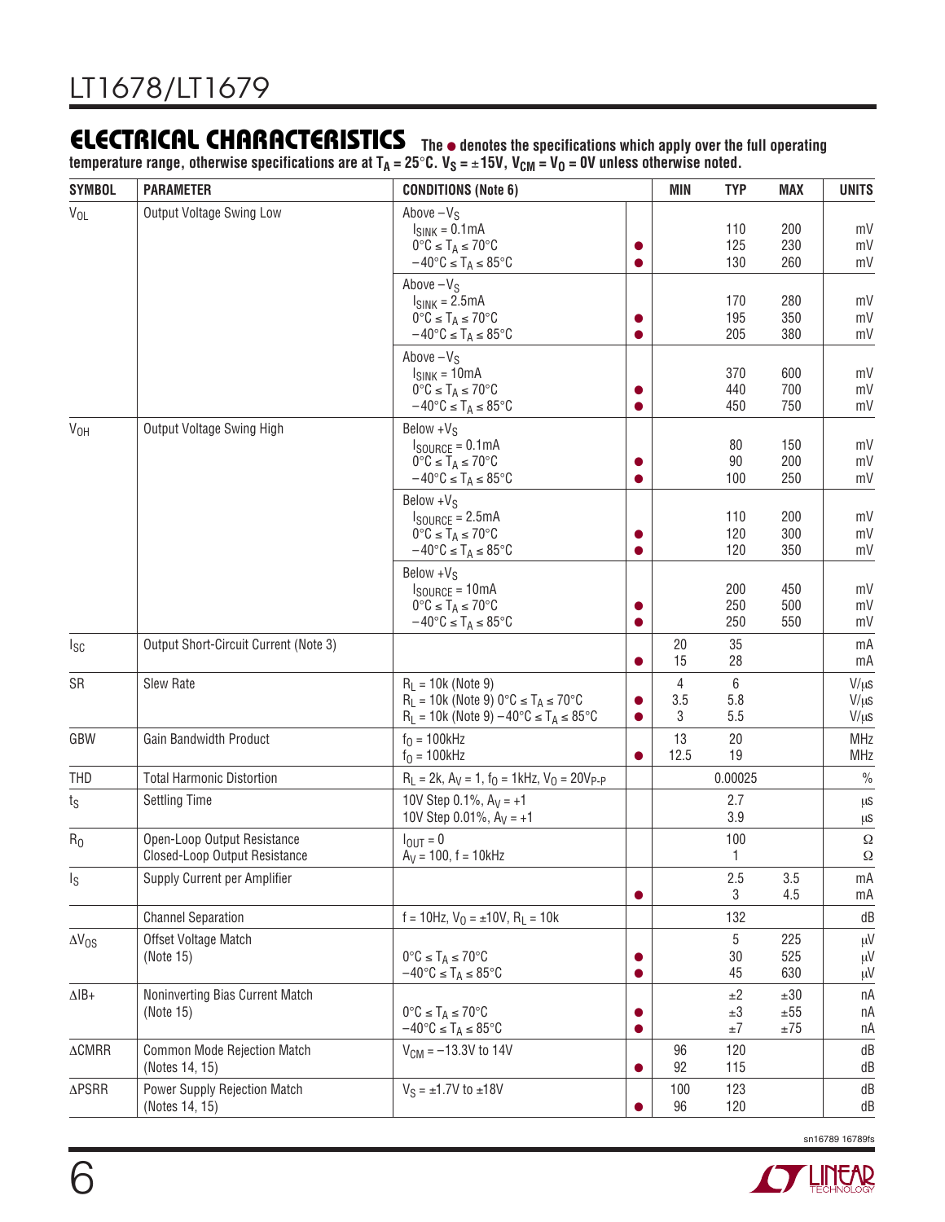## ELECTRICAL CHARACTERISTICS

The ● denotes the specifications which apply over the full operating temperature range, otherwise specifications are at $T_A = 25°C$. $V_S = ±15V$, $V_{CM} = V_O = 0V$ unless otherwise noted.

| SYMBOL | PARAMETER | CONDITIONS (Note 6) | | MIN | TYP | MAX | UNITS |
|---|---|---|---|---|---|---|---|
| $V_{OL}$ | Output Voltage Swing Low | Above $-V_S$<br>$I_{SINK} = 0.1mA$<br>$0°C ≤ T_A ≤ 70°C$<br>$-40°C ≤ T_A ≤ 85°C$ | <br><br>●<br>● | | <br>110<br>125<br>130 | <br>200<br>230<br>260 | <br>mV<br>mV<br>mV |
| | | Above $-V_S$<br>$I_{SINK} = 2.5mA$<br>$0°C ≤ T_A ≤ 70°C$<br>$-40°C ≤ T_A ≤ 85°C$ | <br><br>●<br>● | | <br>170<br>195<br>205 | <br>280<br>350<br>380 | <br>mV<br>mV<br>mV |
| | | Above $-V_S$<br>$I_{SINK} = 10mA$<br>$0°C ≤ T_A ≤ 70°C$<br>$-40°C ≤ T_A ≤ 85°C$ | <br><br>●<br>● | | <br>370<br>440<br>450 | <br>600<br>700<br>750 | <br>mV<br>mV<br>mV |
| $V_{OH}$ | Output Voltage Swing High | Below $+V_S$<br>$I_{SOURCE} = 0.1mA$<br>$0°C ≤ T_A ≤ 70°C$<br>$-40°C ≤ T_A ≤ 85°C$ | <br><br>●<br>● | | <br>80<br>90<br>100 | <br>150<br>200<br>250 | <br>mV<br>mV<br>mV |
| | | Below $+V_S$<br>$I_{SOURCE} = 2.5mA$<br>$0°C ≤ T_A ≤ 70°C$<br>$-40°C ≤ T_A ≤ 85°C$ | <br><br>●<br>● | | <br>110<br>120<br>120 | <br>200<br>300<br>350 | <br>mV<br>mV<br>mV |
| | | Below $+V_S$<br>$I_{SOURCE} = 10mA$<br>$0°C ≤ T_A ≤ 70°C$<br>$-40°C ≤ T_A ≤ 85°C$ | <br><br>●<br>● | | <br>200<br>250<br>250 | <br>450<br>500<br>550 | <br>mV<br>mV<br>mV |
| $I_{SC}$ | Output Short-Circuit Current (Note 3) | | <br>● | 20<br>15 | 35<br>28 | | mA<br>mA |
| SR | Slew Rate | $R_L = 10k$ (Note 9)<br>$R_L = 10k$ (Note 9) $0°C ≤ T_A ≤ 70°C$<br>$R_L = 10k$ (Note 9) $-40°C ≤ T_A ≤ 85°C$ | <br>●<br>● | 4<br>3.5<br>3 | 6<br>5.8<br>5.5 | | V/µs<br>V/µs<br>V/µs |
| GBW | Gain Bandwidth Product | $f_O = 100kHz$<br>$f_O = 100kHz$ | <br>● | 13<br>12.5 | 20<br>19 | | MHz<br>MHz |
| THD | Total Harmonic Distortion | $R_L = 2k$, $A_V = 1$, $f_O = 1kHz$, $V_O = 20V_{P-P}$ | | | 0.00025 | | % |
| $t_S$ | Settling Time | 10V Step 0.1%, $A_V = +1$<br>10V Step 0.01%, $A_V = +1$ | | | 2.7<br>3.9 | | µs<br>µs |
| $R_O$ | Open-Loop Output Resistance<br>Closed-Loop Output Resistance | $I_{OUT} = 0$<br>$A_V = 100$, f = 10kHz | | | 100<br>1 | | Ω<br>Ω |
| $I_S$ | Supply Current per Amplifier | | <br>● | | 2.5<br>3 | 3.5<br>4.5 | mA<br>mA |
| | Channel Separation | f = 10Hz, $V_O = ±10V$, $R_L = 10k$ | | | 132 | | dB |
| $ΔV_{OS}$ | Offset Voltage Match<br>(Note 15) | <br>$0°C ≤ T_A ≤ 70°C$<br>$-40°C ≤ T_A ≤ 85°C$ | <br>●<br>● | | 5<br>30<br>45 | 225<br>525<br>630 | µV<br>µV<br>µV |
| ΔIB+ | Noninverting Bias Current Match<br>(Note 15) | <br>$0°C ≤ T_A ≤ 70°C$<br>$-40°C ≤ T_A ≤ 85°C$ | <br>●<br>● | | ±2<br>±3<br>±7 | ±30<br>±55<br>±75 | nA<br>nA<br>nA |
| ΔCMRR | Common Mode Rejection Match<br>(Notes 14, 15) | $V_{CM} = -13.3V$ to 14V | <br>● | 96<br>92 | 120<br>115 | | dB<br>dB |
| ΔPSRR | Power Supply Rejection Match<br>(Notes 14, 15) | $V_S = ±1.7V$ to $±18V$ | <br>● | 100<br>96 | 123<br>120 | | dB<br>dB |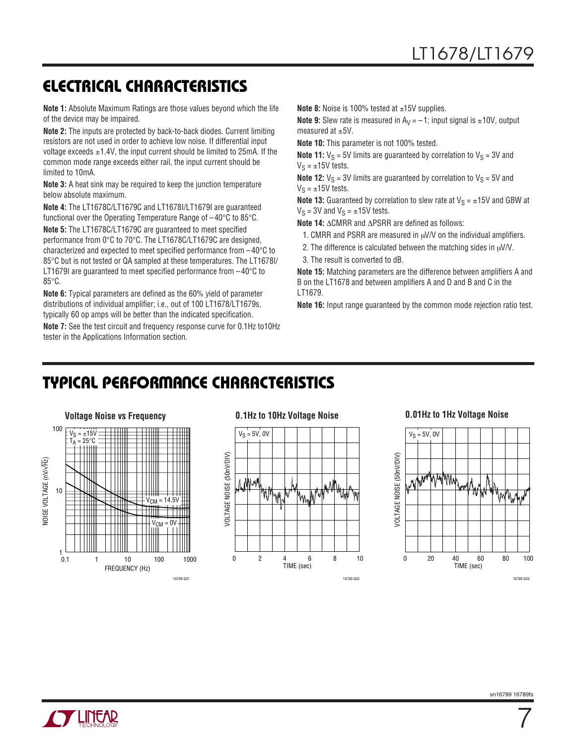## ELECTRICAL CHARACTERISTICS

**Note 1:** Absolute Maximum Ratings are those values beyond which the life of the device may be impaired.

**Note 2:** The inputs are protected by back-to-back diodes. Current limiting resistors are not used in order to achieve low noise. If differential input voltage exceeds ±1.4V, the input current should be limited to 25mA. If the common mode range exceeds either rail, the input current should be limited to 10mA.

**Note 3:** A heat sink may be required to keep the junction temperature below absolute maximum.

**Note 4:** The LT1678C/LT1679C and LT1678I/LT1679I are guaranteed functional over the Operating Temperature Range of –40°C to 85°C.

**Note 5:** The LT1678C/LT1679C are guaranteed to meet specified performance from 0°C to 70°C. The LT1678C/LT1679C are designed, characterized and expected to meet specified performance from –40°C to 85°C but is not tested or QA sampled at these temperatures. The LT1678I/LT1679I are guaranteed to meet specified performance from –40°C to 85°C.

**Note 6:** Typical parameters are defined as the 60% yield of parameter distributions of individual amplifier; i.e., out of 100 LT1678/LT1679s, typically 60 op amps will be better than the indicated specification.

**Note 7:** See the test circuit and frequency response curve for 0.1Hz to10Hz tester in the Applications Information section.

**Note 8:** Noise is 100% tested at ±15V supplies.

**Note 9:** Slew rate is measured in $A_V = -1$; input signal is ±10V, output measured at ±5V.

**Note 10:** This parameter is not 100% tested.

**Note 11:** $V_S = 5V$ limits are guaranteed by correlation to $V_S = 3V$ and $V_S = \pm15V$ tests.

**Note 12:** $V_S = 3V$ limits are guaranteed by correlation to $V_S = 5V$ and $V_S = \pm15V$ tests.

**Note 13:** Guaranteed by correlation to slew rate at $V_S = \pm15V$ and GBW at $V_S = 3V$ and $V_S = \pm15V$ tests.

**Note 14:** ΔCMRR and ΔPSRR are defined as follows:

1. CMRR and PSRR are measured in μV/V on the individual amplifiers.
2. The difference is calculated between the matching sides in μV/V.
3. The result is converted to dB.

**Note 15:** Matching parameters are the difference between amplifiers A and B on the LT1678 and between amplifiers A and D and B and C in the LT1679.

**Note 16:** Input range guaranteed by the common mode rejection ratio test.

## TYPICAL PERFORMANCE CHARACTERISTICS

**Voltage Noise vs Frequency**

**0.1Hz to 10Hz Voltage Noise**

**0.01Hz to 1Hz Voltage Noise**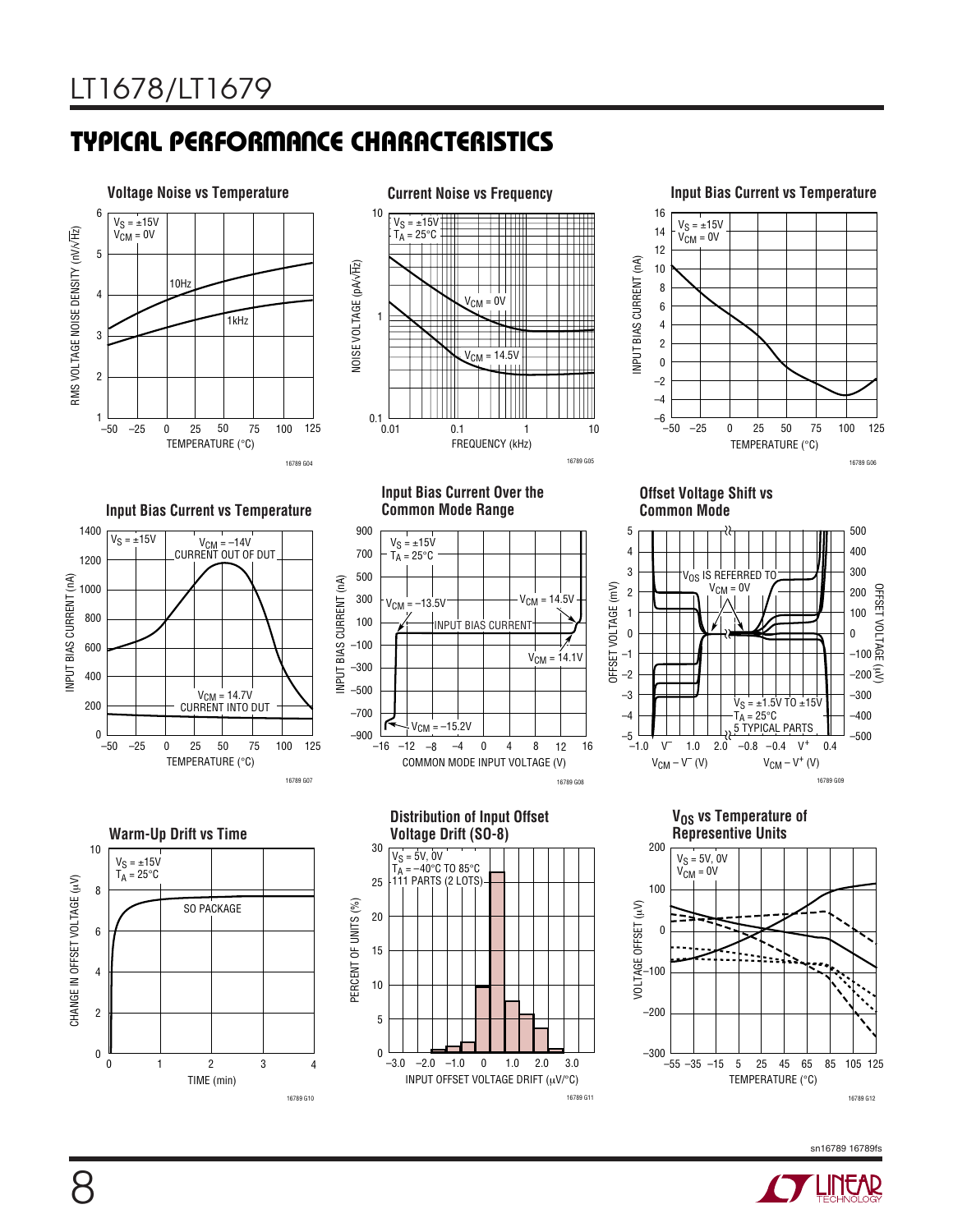## TYPICAL PERFORMANCE CHARACTERISTICS

**Voltage Noise vs Temperature**

$V_S = \pm15V$
$V_{CM} = 0V$

10Hz

1kHz

RMS VOLTAGE NOISE DENSITY (nV/√Hz)

TEMPERATURE (°C)

16789 G04

**Current Noise vs Frequency**

$V_S = \pm15V$
$T_A = 25°C$

$V_{CM} = 0V$

$V_{CM} = 14.5V$

NOISE VOLTAGE (pA/√Hz)

FREQUENCY (kHz)

16789 G05

**Input Bias Current vs Temperature**

$V_S = \pm15V$
$V_{CM} = 0V$

INPUT BIAS CURRENT (nA)

TEMPERATURE (°C)

16789 G06

**Input Bias Current vs Temperature**

$V_S = \pm15V$

$V_{CM} = -14V$
CURRENT OUT OF DUT

$V_{CM} = 14.7V$
CURRENT INTO DUT

INPUT BIAS CURRENT (nA)

TEMPERATURE (°C)

16789 G07

**Input Bias Current Over the Common Mode Range**

$V_S = \pm15V$
$T_A = 25°C$

$V_{CM} = -13.5V$

$V_{CM} = 14.5V$

INPUT BIAS CURRENT

$V_{CM} = 14.1V$

$V_{CM} = -15.2V$

INPUT BIAS CURRENT (nA)

COMMON MODE INPUT VOLTAGE (V)

16789 G08

**Offset Voltage Shift vs Common Mode**

$V_{OS}$ IS REFERRED TO
$V_{CM} = 0V$

$V_S = \pm1.5V$ TO $\pm15V$
$T_A = 25°C$
5 TYPICAL PARTS

OFFSET VOLTAGE (mV)

OFFSET VOLTAGE (µV)

$V_{CM} - V^-$ (V)

$V_{CM} - V^+$ (V)

16789 G09

**Warm-Up Drift vs Time**

$V_S = \pm15V$
$T_A = 25°C$

SO PACKAGE

CHANGE IN OFFSET VOLTAGE (µV)

TIME (min)

16789 G10

**Distribution of Input Offset Voltage Drift (SO-8)**

$V_S = 5V, 0V$
$T_A = -40°C$ TO 85°C
111 PARTS (2 LOTS)

PERCENT OF UNITS (%)

INPUT OFFSET VOLTAGE DRIFT (µV/°C)

16789 G11

**$V_{OS}$ vs Temperature of Representive Units**

$V_S = 5V, 0V$
$V_{CM} = 0V$

VOLTAGE OFFSET (µV)

TEMPERATURE (°C)

16789 G12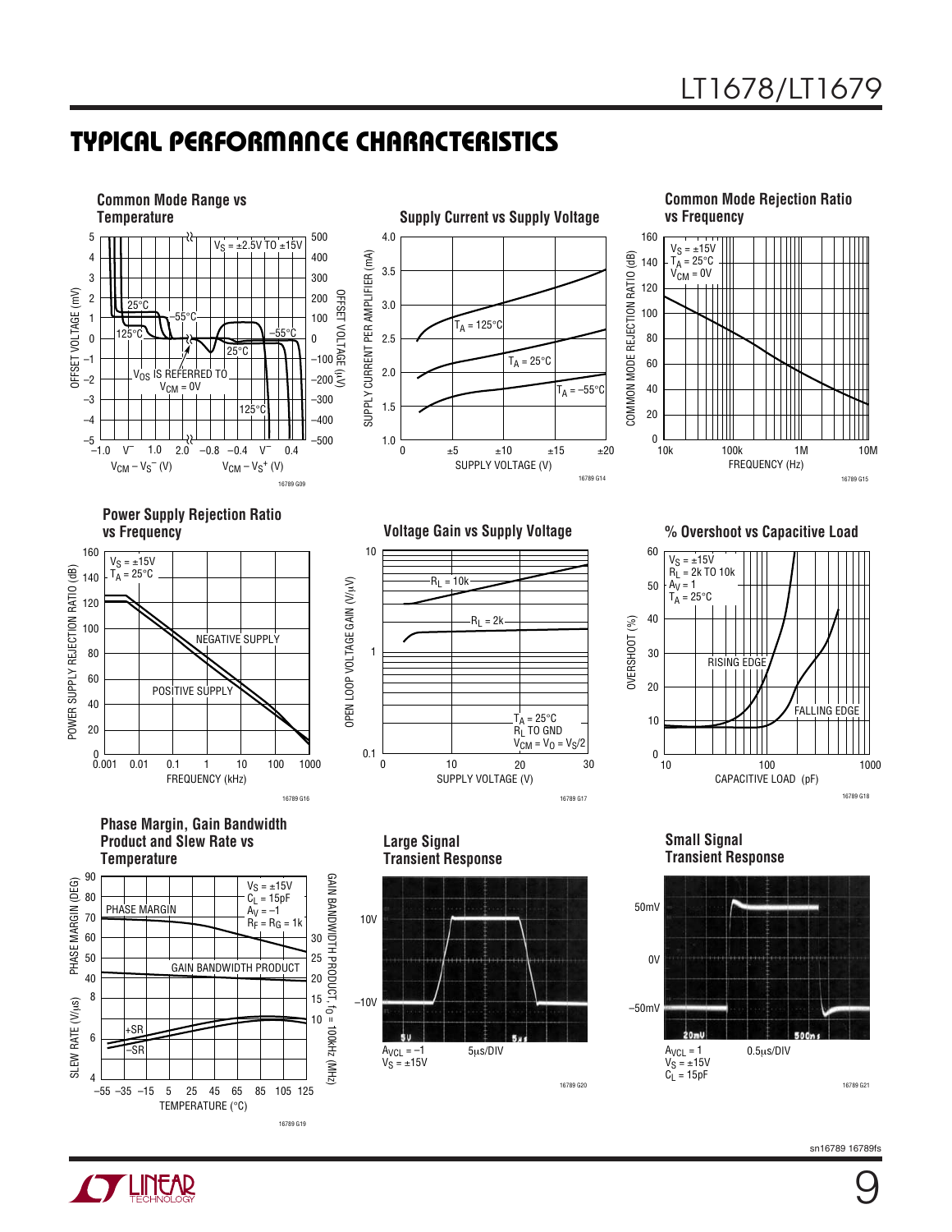## TYPICAL PERFORMANCE CHARACTERISTICS

**Common Mode Range vs Temperature**

$V_S$ = ±2.5V TO ±15V

$V_{OS}$ IS REFERRED TO $V_{CM}$ = 0V

16789 G09

**Supply Current vs Supply Voltage**

16789 G14

**Common Mode Rejection Ratio vs Frequency**

$V_S$ = ±15V
$T_A$ = 25°C
$V_{CM}$ = 0V

16789 G15

**Power Supply Rejection Ratio vs Frequency**

$V_S$ = ±15V
$T_A$ = 25°C

16789 G16

**Voltage Gain vs Supply Voltage**

$T_A$ = 25°C
$R_L$ TO GND
$V_{CM} = V_O = V_S/2$

16789 G17

**% Overshoot vs Capacitive Load**

$V_S$ = ±15V
$R_L$ = 2k TO 10k
$A_V$ = 1
$T_A$ = 25°C

16789 G18

**Phase Margin, Gain Bandwidth Product and Slew Rate vs Temperature**

$V_S$ = ±15V
$C_L$ = 15pF
$A_V$ = –1
$R_F = R_G$ = 1k

16789 G19

**Large Signal Transient Response**

$A_{VCL}$ = –1
$V_S$ = ±15V
5μs/DIV

16789 G20

**Small Signal Transient Response**

$A_{VCL}$ = 1
$V_S$ = ±15V
$C_L$ = 15pF
0.5μs/DIV

16789 G21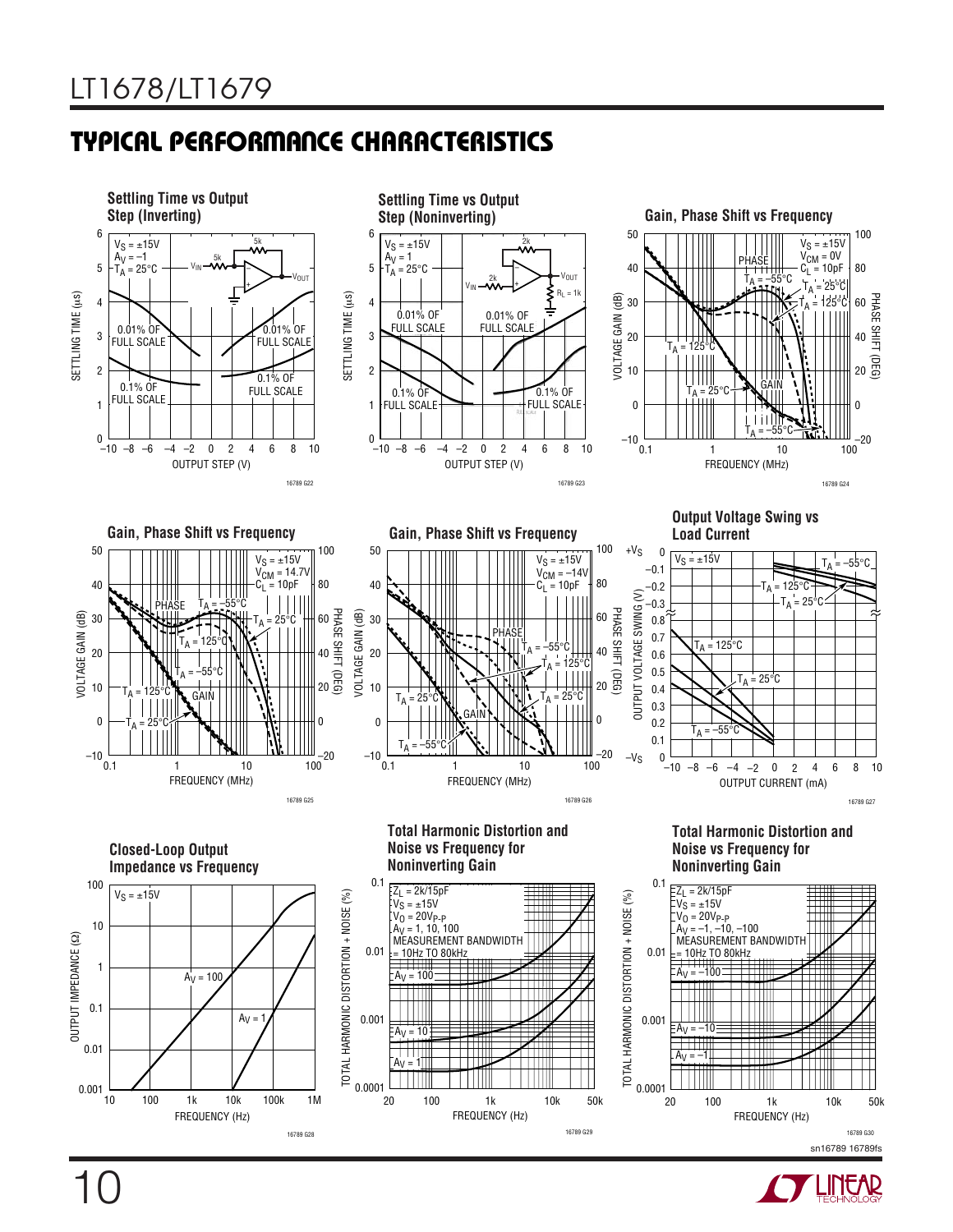## TYPICAL PERFORMANCE CHARACTERISTICS

**Settling Time vs Output Step (Inverting)**

$V_S = \pm15V$, $A_V = -1$, $T_A = 25°C$

SETTLING TIME (µs) vs OUTPUT STEP (V)

0.01% OF FULL SCALE; 0.1% OF FULL SCALE

16789 G22

**Settling Time vs Output Step (Noninverting)**

$V_S = \pm15V$, $A_V = 1$, $T_A = 25°C$, $R_L = 1k$

SETTLING TIME (µs) vs OUTPUT STEP (V)

0.01% OF FULL SCALE; 0.1% OF FULL SCALE

16789 G23

**Gain, Phase Shift vs Frequency**

$V_S = \pm15V$, $V_{CM} = 0V$, $C_L = 10pF$

VOLTAGE GAIN (dB), PHASE SHIFT (DEG) vs FREQUENCY (MHz)

$T_A = -55°C$, $T_A = 25°C$, $T_A = 125°C$

16789 G24

**Gain, Phase Shift vs Frequency**

$V_S = \pm15V$, $V_{CM} = 14.7V$, $C_L = 10pF$

VOLTAGE GAIN (dB), PHASE SHIFT (DEG) vs FREQUENCY (MHz)

$T_A = -55°C$, $T_A = 25°C$, $T_A = 125°C$

16789 G25

**Gain, Phase Shift vs Frequency**

$V_S = \pm15V$, $V_{CM} = -14V$, $C_L = 10pF$

VOLTAGE GAIN (dB), PHASE SHIFT (DEG) vs FREQUENCY (MHz)

$T_A = -55°C$, $T_A = 25°C$, $T_A = 125°C$

16789 G26

**Output Voltage Swing vs Load Current**

$V_S = \pm15V$

OUTPUT VOLTAGE SWING (V) vs OUTPUT CURRENT (mA)

$T_A = -55°C$, $T_A = 25°C$, $T_A = 125°C$

16789 G27

**Closed-Loop Output Impedance vs Frequency**

$V_S = \pm15V$

OUTPUT IMPEDANCE (Ω) vs FREQUENCY (Hz)

$A_V = 100$, $A_V = 1$

16789 G28

**Total Harmonic Distortion and Noise vs Frequency for Noninverting Gain**

$Z_L = 2k/15pF$, $V_S = \pm15V$, $V_O = 20V_{P-P}$, $A_V = 1, 10, 100$, MEASUREMENT BANDWIDTH = 10Hz TO 80kHz

TOTAL HARMONIC DISTORTION + NOISE (%) vs FREQUENCY (Hz)

16789 G29

**Total Harmonic Distortion and Noise vs Frequency for Noninverting Gain**

$Z_L = 2k/15pF$, $V_S = \pm15V$, $V_O = 20V_{P-P}$, $A_V = -1, -10, -100$, MEASUREMENT BANDWIDTH = 10Hz TO 80kHz

TOTAL HARMONIC DISTORTION + NOISE (%) vs FREQUENCY (Hz)

16789 G30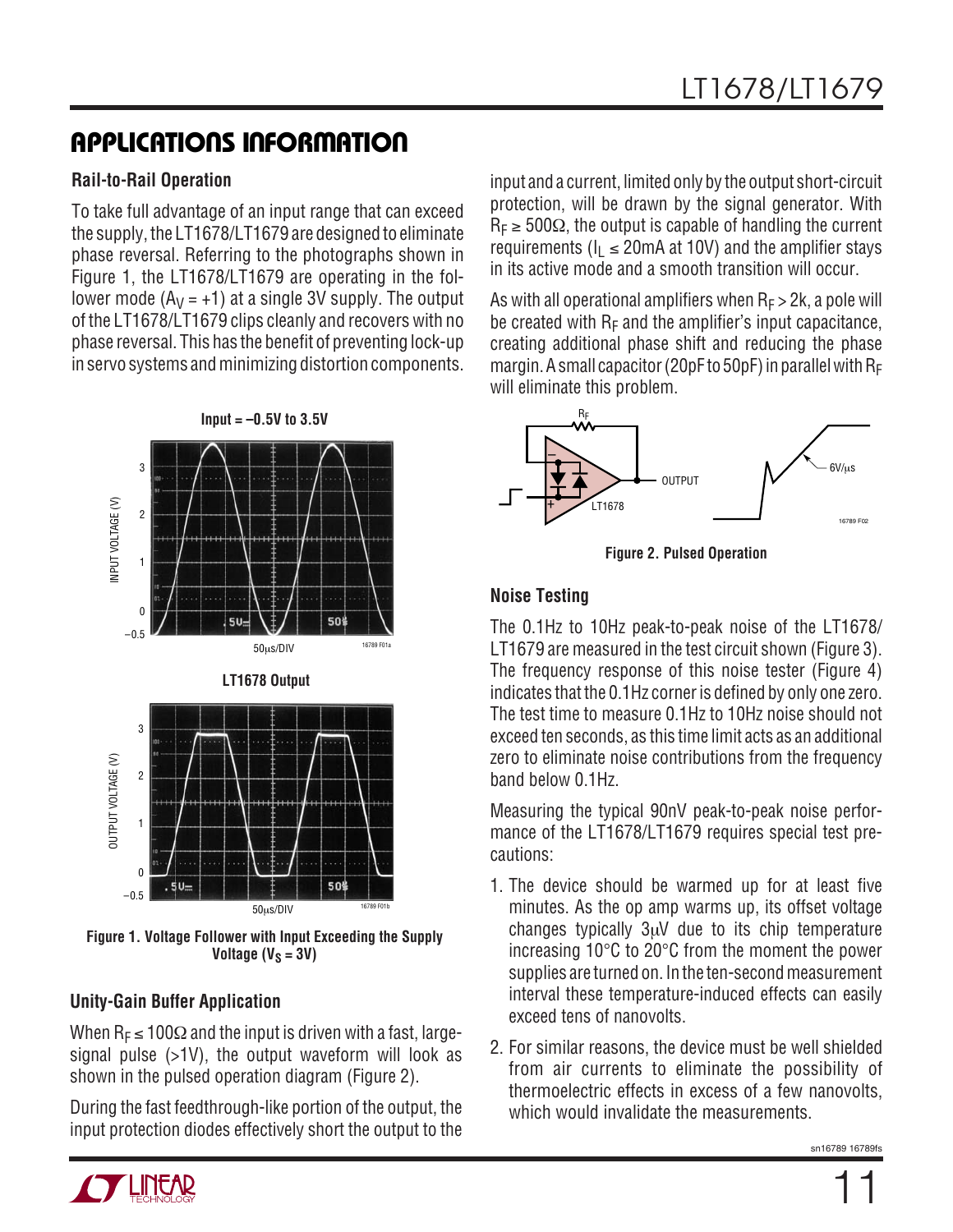## APPLICATIONS INFORMATION

### Rail-to-Rail Operation

To take full advantage of an input range that can exceed the supply, the LT1678/LT1679 are designed to eliminate phase reversal. Referring to the photographs shown in Figure 1, the LT1678/LT1679 are operating in the follower mode ($A_V = +1$) at a single 3V supply. The output of the LT1678/LT1679 clips cleanly and recovers with no phase reversal. This has the benefit of preventing lock-up in servo systems and minimizing distortion components.

Input = –0.5V to 3.5V

LT1678 Output

**Figure 1. Voltage Follower with Input Exceeding the Supply Voltage ($V_S$ = 3V)**

### Unity-Gain Buffer Application

When $R_F \leq 100\Omega$ and the input is driven with a fast, large-signal pulse (>1V), the output waveform will look as shown in the pulsed operation diagram (Figure 2).

During the fast feedthrough-like portion of the output, the input protection diodes effectively short the output to the input and a current, limited only by the output short-circuit protection, will be drawn by the signal generator. With $R_F \geq 500\Omega$, the output is capable of handling the current requirements ($I_L \leq 20mA$ at 10V) and the amplifier stays in its active mode and a smooth transition will occur.

As with all operational amplifiers when $R_F > 2k$, a pole will be created with $R_F$ and the amplifier's input capacitance, creating additional phase shift and reducing the phase margin. A small capacitor (20pF to 50pF) in parallel with $R_F$ will eliminate this problem.

**Figure 2. Pulsed Operation**

### Noise Testing

The 0.1Hz to 10Hz peak-to-peak noise of the LT1678/LT1679 are measured in the test circuit shown (Figure 3). The frequency response of this noise tester (Figure 4) indicates that the 0.1Hz corner is defined by only one zero. The test time to measure 0.1Hz to 10Hz noise should not exceed ten seconds, as this time limit acts as an additional zero to eliminate noise contributions from the frequency band below 0.1Hz.

Measuring the typical 90nV peak-to-peak noise performance of the LT1678/LT1679 requires special test precautions:

1. The device should be warmed up for at least five minutes. As the op amp warms up, its offset voltage changes typically 3μV due to its chip temperature increasing 10°C to 20°C from the moment the power supplies are turned on. In the ten-second measurement interval these temperature-induced effects can easily exceed tens of nanovolts.
2. For similar reasons, the device must be well shielded from air currents to eliminate the possibility of thermoelectric effects in excess of a few nanovolts, which would invalidate the measurements.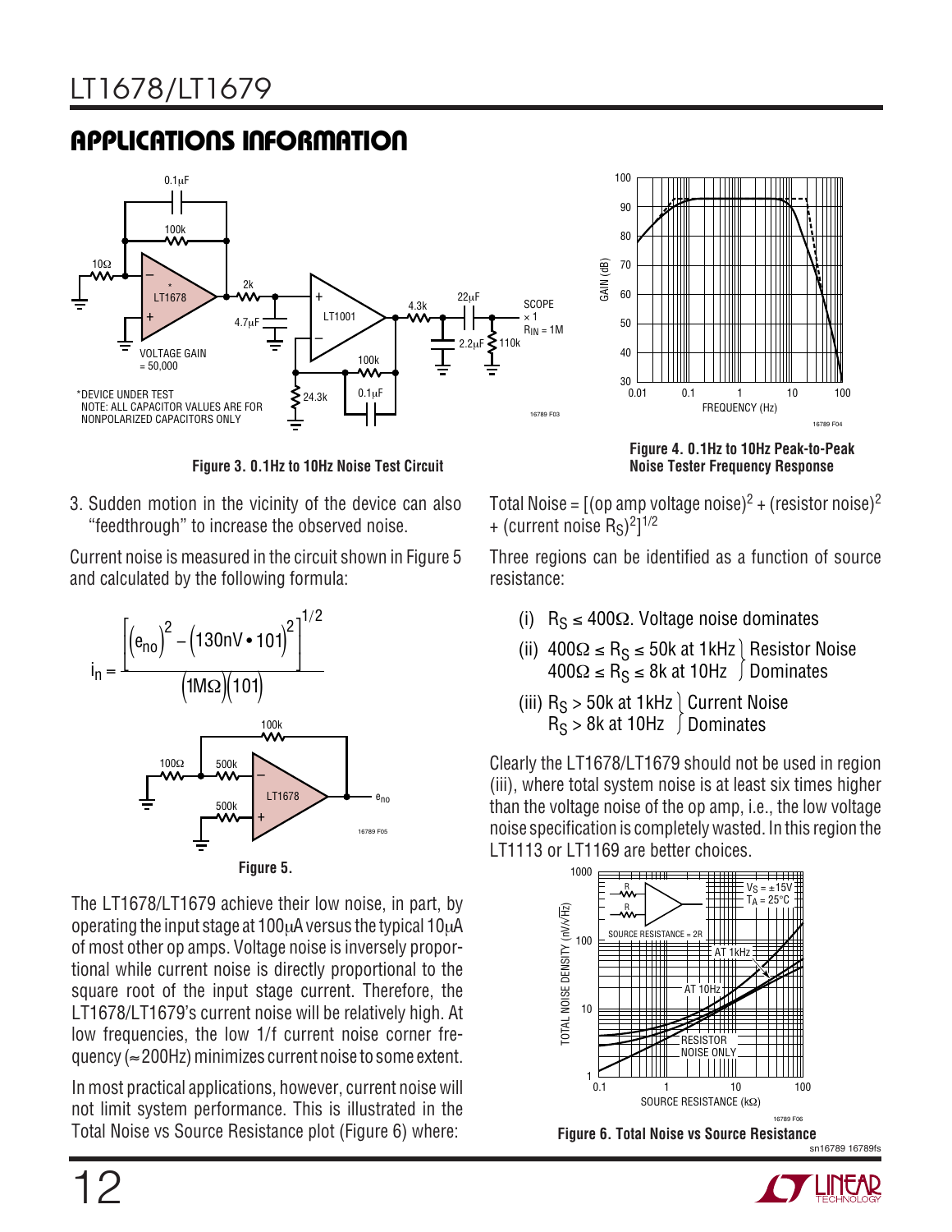## APPLICATIONS INFORMATION

Figure 3. 0.1Hz to 10Hz Noise Test Circuit

Figure 4. 0.1Hz to 10Hz Peak-to-Peak Noise Tester Frequency Response

3. Sudden motion in the vicinity of the device can also "feedthrough" to increase the observed noise.

Current noise is measured in the circuit shown in Figure 5 and calculated by the following formula:

$$i_n = \frac{\left[(e_{no})^2 - (130nV \bullet 101)^2\right]^{1/2}}{(1M\Omega)(101)}$$

Figure 5.

The LT1678/LT1679 achieve their low noise, in part, by operating the input stage at 100μA versus the typical 10μA of most other op amps. Voltage noise is inversely proportional while current noise is directly proportional to the square root of the input stage current. Therefore, the LT1678/LT1679's current noise will be relatively high. At low frequencies, the low 1/f current noise corner frequency (≈200Hz) minimizes current noise to some extent.

In most practical applications, however, current noise will not limit system performance. This is illustrated in the Total Noise vs Source Resistance plot (Figure 6) where:

Total Noise = [(op amp voltage noise)$^2$ + (resistor noise)$^2$ + (current noise $R_S$)$^2$]$^{1/2}$

Three regions can be identified as a function of source resistance:

(i) $R_S \le 400\Omega$. Voltage noise dominates

(ii) $400\Omega \le R_S \le 50k$ at 1kHz, $400\Omega \le R_S \le 8k$ at 10Hz — Resistor Noise Dominates

(iii) $R_S > 50k$ at 1kHz, $R_S > 8k$ at 10Hz — Current Noise Dominates

Clearly the LT1678/LT1679 should not be used in region (iii), where total system noise is at least six times higher than the voltage noise of the op amp, i.e., the low voltage noise specification is completely wasted. In this region the LT1113 or LT1169 are better choices.

Figure 6. Total Noise vs Source Resistance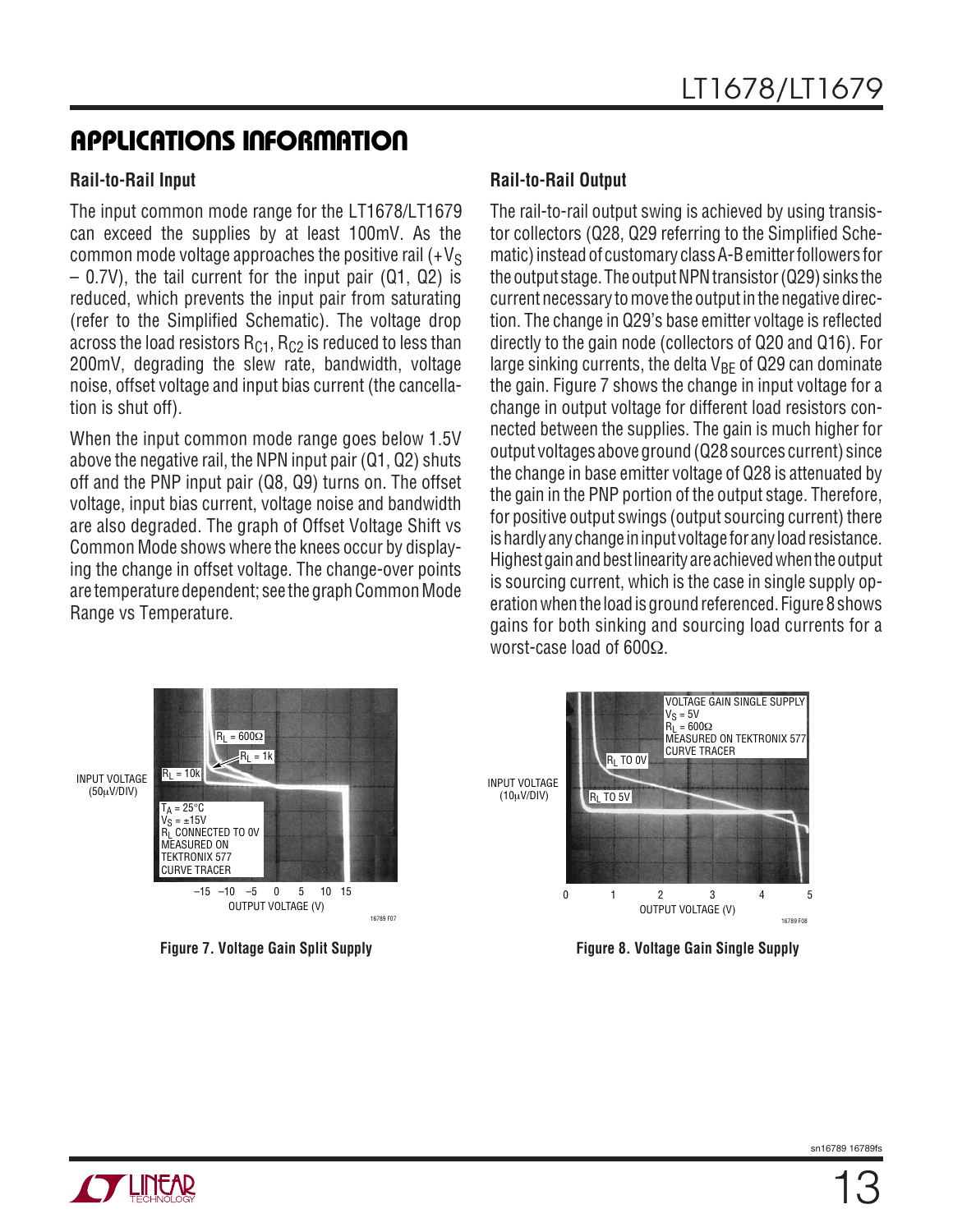## APPLICATIONS INFORMATION

### Rail-to-Rail Input

The input common mode range for the LT1678/LT1679 can exceed the supplies by at least 100mV. As the common mode voltage approaches the positive rail ($+V_S – 0.7V$), the tail current for the input pair (Q1, Q2) is reduced, which prevents the input pair from saturating (refer to the Simplified Schematic). The voltage drop across the load resistors $R_{C1}$, $R_{C2}$ is reduced to less than 200mV, degrading the slew rate, bandwidth, voltage noise, offset voltage and input bias current (the cancellation is shut off).

When the input common mode range goes below 1.5V above the negative rail, the NPN input pair (Q1, Q2) shuts off and the PNP input pair (Q8, Q9) turns on. The offset voltage, input bias current, voltage noise and bandwidth are also degraded. The graph of Offset Voltage Shift vs Common Mode shows where the knees occur by displaying the change in offset voltage. The change-over points are temperature dependent; see the graph Common Mode Range vs Temperature.

### Rail-to-Rail Output

The rail-to-rail output swing is achieved by using transistor collectors (Q28, Q29 referring to the Simplified Schematic) instead of customary class A-B emitter followers for the output stage. The output NPN transistor (Q29) sinks the current necessary to move the output in the negative direction. The change in Q29's base emitter voltage is reflected directly to the gain node (collectors of Q20 and Q16). For large sinking currents, the delta $V_{BE}$ of Q29 can dominate the gain. Figure 7 shows the change in input voltage for a change in output voltage for different load resistors connected between the supplies. The gain is much higher for output voltages above ground (Q28 sources current) since the change in base emitter voltage of Q28 is attenuated by the gain in the PNP portion of the output stage. Therefore, for positive output swings (output sourcing current) there is hardly any change in input voltage for any load resistance. Highest gain and best linearity are achieved when the output is sourcing current, which is the case in single supply operation when the load is ground referenced. Figure 8 shows gains for both sinking and sourcing load currents for a worst-case load of 600Ω.

Figure 7. Voltage Gain Split Supply

Figure 8. Voltage Gain Single Supply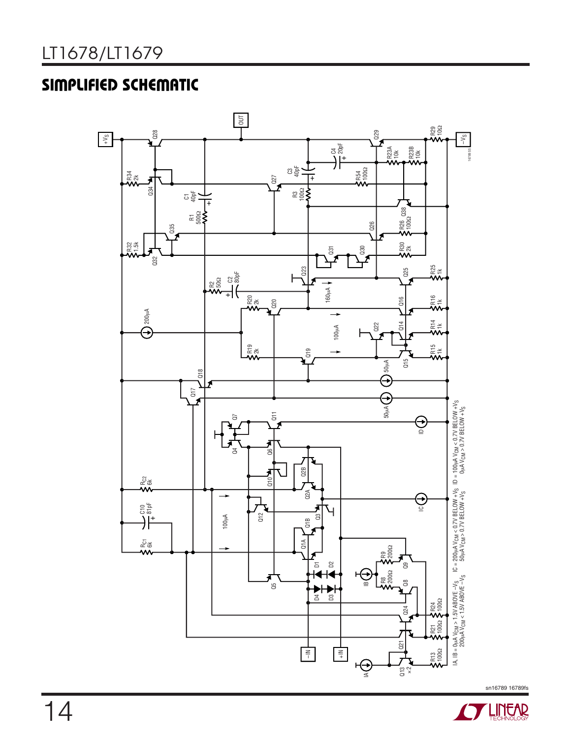## SIMPLIFIED SCHEMATIC

IA, IB = 0μA $V_{CM}$ > 1.5V ABOVE $-V_S$
200μA $V_{CM}$ < 1.5V ABOVE $-V_S$

IC = 200μA $V_{CM}$ < 0.7V BELOW $+V_S$
50μA $V_{CM}$ > 0.7V BELOW $+V_S$

ID = 100μA $V_{CM}$ < 0.7V BELOW $+V_S$
0μA $V_{CM}$ > 0.7V BELOW $+V_S$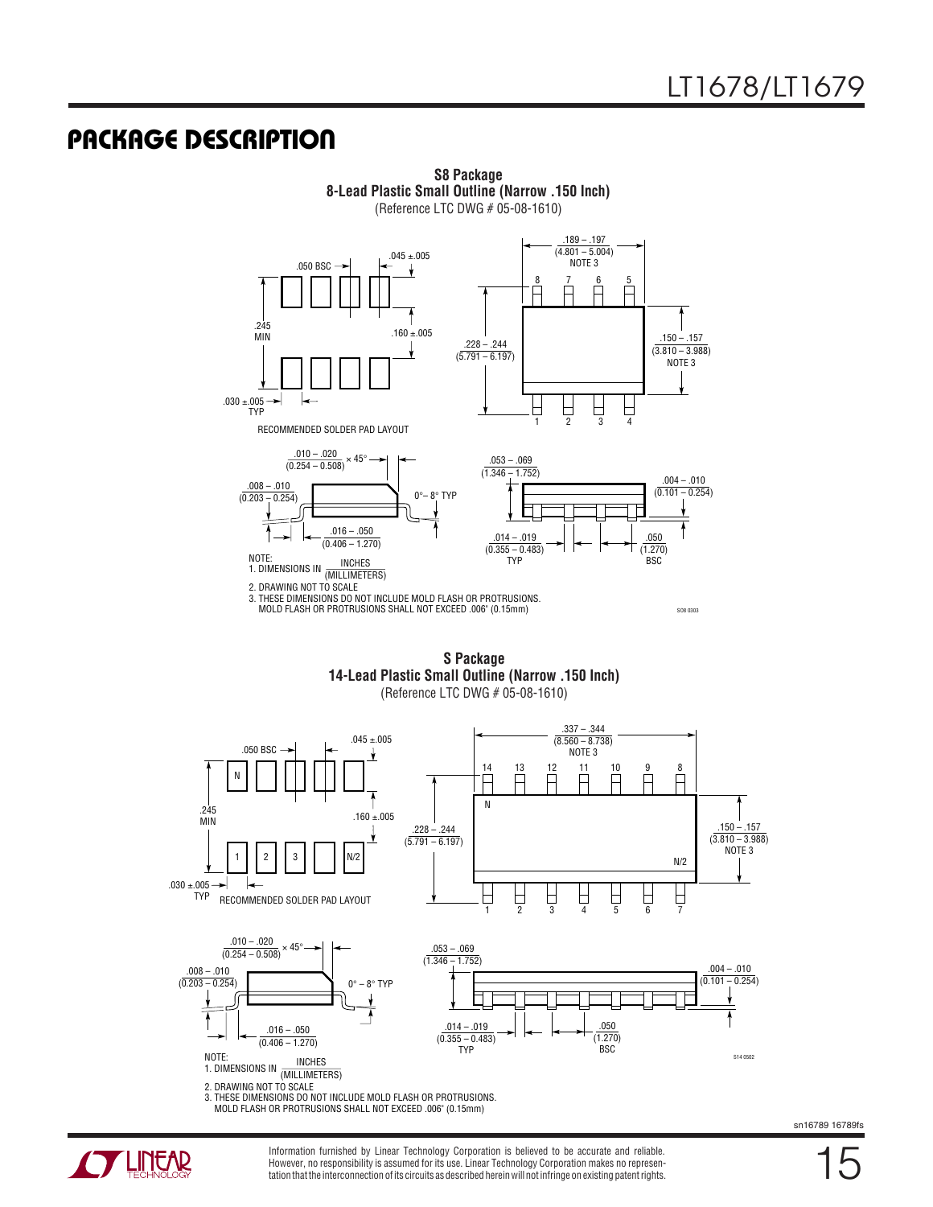## PACKAGE DESCRIPTION

**S8 Package**
**8-Lead Plastic Small Outline (Narrow .150 Inch)**
(Reference LTC DWG # 05-08-1610)

.189 – .197 (4.801 – 5.004) NOTE 3

.045 ±.005

.050 BSC

.245 MIN

.160 ±.005

.228 – .244 (5.791 – 6.197)

.150 – .157 (3.810 – 3.988) NOTE 3

.030 ±.005 TYP

RECOMMENDED SOLDER PAD LAYOUT

.010 – .020 (0.254 – 0.508) × 45°

.008 – .010 (0.203 – 0.254)

0°– 8° TYP

.016 – .050 (0.406 – 1.270)

.053 – .069 (1.346 – 1.752)

.004 – .010 (0.101 – 0.254)

.014 – .019 (0.355 – 0.483) TYP

.050 (1.270) BSC

NOTE:
1. DIMENSIONS IN INCHES (MILLIMETERS)
2. DRAWING NOT TO SCALE
3. THESE DIMENSIONS DO NOT INCLUDE MOLD FLASH OR PROTRUSIONS. MOLD FLASH OR PROTRUSIONS SHALL NOT EXCEED .006" (0.15mm)

SO8 0303

**S Package**
**14-Lead Plastic Small Outline (Narrow .150 Inch)**
(Reference LTC DWG # 05-08-1610)

.337 – .344 (8.560 – 8.738) NOTE 3

.045 ±.005

.050 BSC

.245 MIN

.160 ±.005

.228 – .244 (5.791 – 6.197)

.150 – .157 (3.810 – 3.988) NOTE 3

.030 ±.005 TYP

RECOMMENDED SOLDER PAD LAYOUT

.010 – .020 (0.254 – 0.508) × 45°

.008 – .010 (0.203 – 0.254)

0° – 8° TYP

.016 – .050 (0.406 – 1.270)

.053 – .069 (1.346 – 1.752)

.004 – .010 (0.101 – 0.254)

.014 – .019 (0.355 – 0.483) TYP

.050 (1.270) BSC

NOTE:
1. DIMENSIONS IN INCHES (MILLIMETERS)
2. DRAWING NOT TO SCALE
3. THESE DIMENSIONS DO NOT INCLUDE MOLD FLASH OR PROTRUSIONS. MOLD FLASH OR PROTRUSIONS SHALL NOT EXCEED .006" (0.15mm)

S14 0502

Information furnished by Linear Technology Corporation is believed to be accurate and reliable. However, no responsibility is assumed for its use. Linear Technology Corporation makes no representation that the interconnection of its circuits as described herein will not infringe on existing patent rights.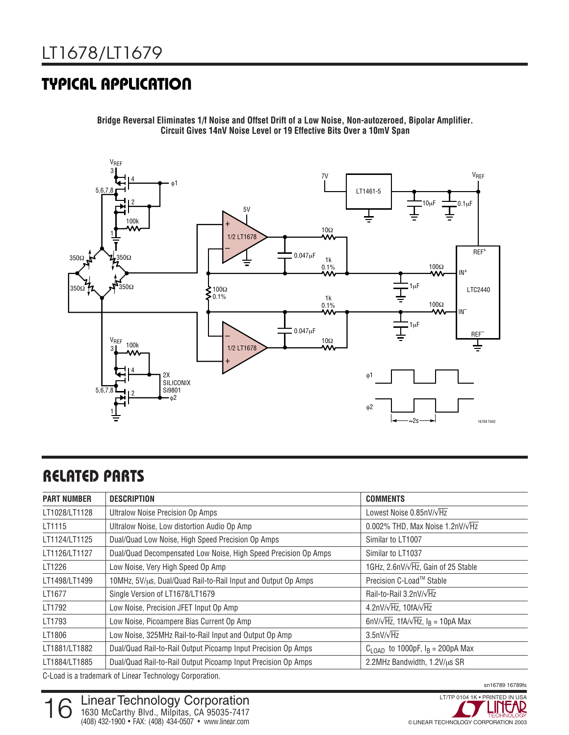## TYPICAL APPLICATION

**Bridge Reversal Eliminates 1/f Noise and Offset Drift of a Low Noise, Non-autozeroed, Bipolar Amplifier. Circuit Gives 14nV Noise Level or 19 Effective Bits Over a 10mV Span**

$V_{REF}$
3
4
$\phi$1
5,6,7,8
2
100k
1
350Ω
350Ω
350Ω
350Ω
5V
1/2 LT1678
0.047µF
10Ω
1k
0.1%
100Ω
0.1%
7V
LT1461-5
10µF
0.1µF
$V_{REF}$
$REF^+$
100Ω
$IN^+$
1µF
LTC2440
100Ω
$IN^-$
1µF
$REF^-$
1k
0.1%
0.047µF
10Ω
1/2 LT1678
$V_{REF}$
100k
3
4
2X
SILICONIX
Si9801
$\phi$2
5,6,7,8
2
1
$\phi$1
$\phi$2
≈2s
16789 TA02

## RELATED PARTS

| PART NUMBER | DESCRIPTION | COMMENTS |
|---|---|---|
| LT1028/LT1128 | Ultralow Noise Precision Op Amps | Lowest Noise 0.85nV/√Hz |
| LT1115 | Ultralow Noise, Low distortion Audio Op Amp | 0.002% THD, Max Noise 1.2nV/√Hz |
| LT1124/LT1125 | Dual/Quad Low Noise, High Speed Precision Op Amps | Similar to LT1007 |
| LT1126/LT1127 | Dual/Quad Decompensated Low Noise, High Speed Precision Op Amps | Similar to LT1037 |
| LT1226 | Low Noise, Very High Speed Op Amp | 1GHz, 2.6nV/√Hz, Gain of 25 Stable |
| LT1498/LT1499 | 10MHz, 5V/µs, Dual/Quad Rail-to-Rail Input and Output Op Amps | Precision C-Load™ Stable |
| LT1677 | Single Version of LT1678/LT1679 | Rail-to-Rail 3.2nV/√Hz |
| LT1792 | Low Noise, Precision JFET Input Op Amp | 4.2nV/√Hz, 10fA/√Hz |
| LT1793 | Low Noise, Picoampere Bias Current Op Amp | 6nV/√Hz, 1fA/√Hz, $I_B$ = 10pA Max |
| LT1806 | Low Noise, 325MHz Rail-to-Rail Input and Output Op Amp | 3.5nV/√Hz |
| LT1881/LT1882 | Dual/Quad Rail-to-Rail Output Picoamp Input Precision Op Amps | $C_{LOAD}$ to 1000pF, $I_B$ = 200pA Max |
| LT1884/LT1885 | Dual/Quad Rail-to-Rail Output Picoamp Input Precision Op Amps | 2.2MHz Bandwidth, 1.2V/µs SR |

C-Load is a trademark of Linear Technology Corporation.

sn16789 16789fs

Linear Technology Corporation
1630 McCarthy Blvd., Milpitas, CA 95035-7417
(408) 432-1900 • FAX: (408) 434-0507 • www.linear.com

LT/TP 0104 1K • PRINTED IN USA
© LINEAR TECHNOLOGY CORPORATION 2003